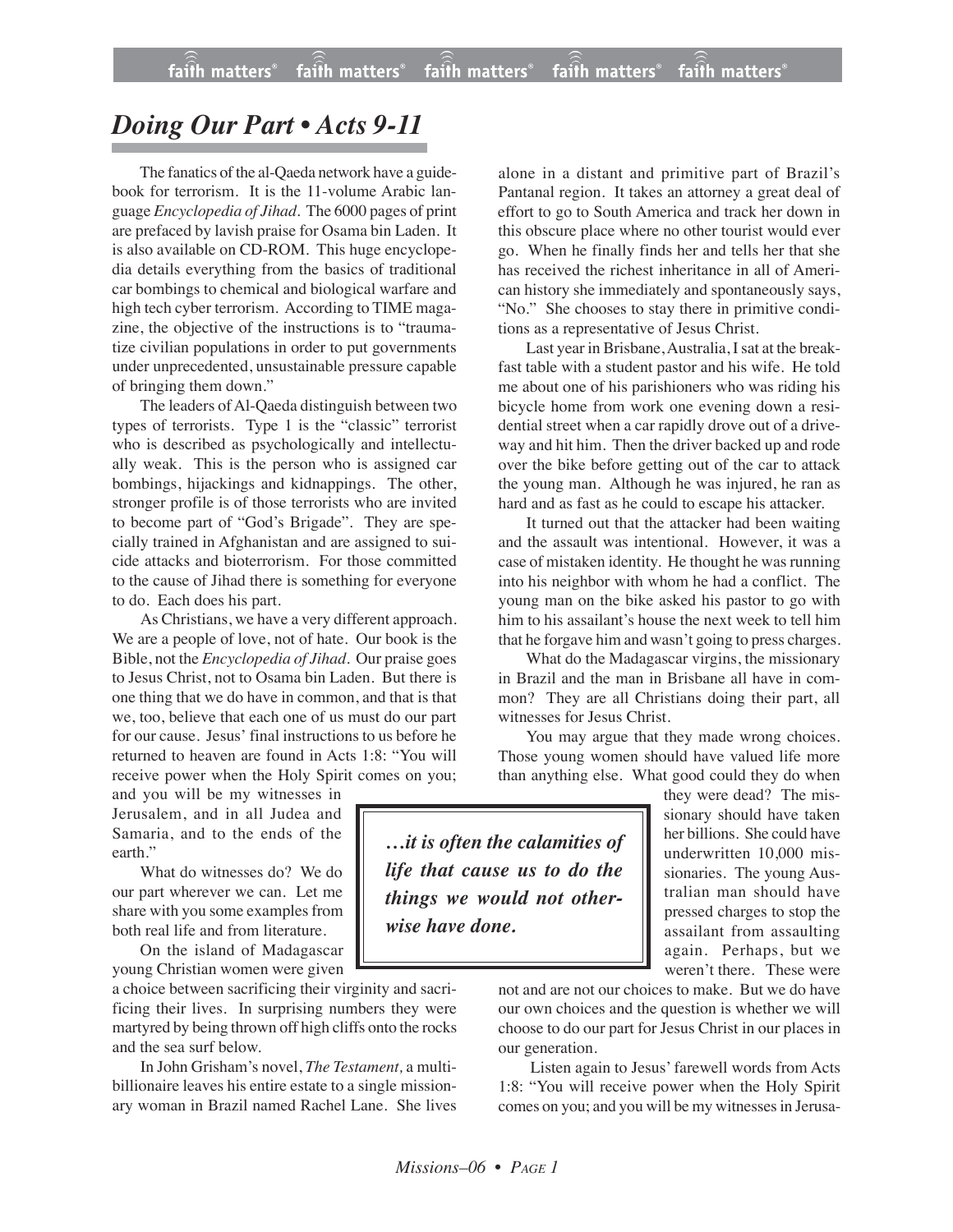# *Doing Our Part • Acts 9-11*

The fanatics of the al-Qaeda network have a guidebook for terrorism. It is the 11-volume Arabic language *Encyclopedia of Jihad*. The 6000 pages of print are prefaced by lavish praise for Osama bin Laden. It is also available on CD-ROM. This huge encyclopedia details everything from the basics of traditional car bombings to chemical and biological warfare and high tech cyber terrorism. According to TIME magazine, the objective of the instructions is to "traumatize civilian populations in order to put governments under unprecedented, unsustainable pressure capable of bringing them down."

The leaders of Al-Qaeda distinguish between two types of terrorists. Type 1 is the "classic" terrorist who is described as psychologically and intellectually weak. This is the person who is assigned car bombings, hijackings and kidnappings. The other, stronger profile is of those terrorists who are invited to become part of "God's Brigade". They are specially trained in Afghanistan and are assigned to suicide attacks and bioterrorism. For those committed to the cause of Jihad there is something for everyone to do. Each does his part.

As Christians, we have a very different approach. We are a people of love, not of hate. Our book is the Bible, not the *Encyclopedia of Jihad*. Our praise goes to Jesus Christ, not to Osama bin Laden. But there is one thing that we do have in common, and that is that we, too, believe that each one of us must do our part for our cause. Jesus' final instructions to us before he returned to heaven are found in Acts 1:8: "You will receive power when the Holy Spirit comes on you; and you will be my witnesses in Jerusalem, and in all Judea and Samaria, and to the ends of the earth."

What do witnesses do? We do our part wherever we can. Let me share with you some examples from both real life and from literature.

On the island of Madagascar young Christian women were given a choice between sacrificing their virginity and sacrificing their lives. In surprising numbers they were martyred by being thrown off high cliffs onto the rocks and the sea surf below.

In John Grisham's novel, *The Testament,* a multi-billionaire leaves his entire estate to a single missionary woman in Brazil named Rachel Lane. She lives alone in a distant and primitive part of Brazil's Pantanal region. It takes an attorney a great deal of effort to go to South America and track her down in this obscure place where no other tourist would ever go. When he finally finds her and tells her that she has received the richest inheritance in all of American history she immediately and spontaneously says, "No." She chooses to stay there in primitive conditions as a representative of Jesus Christ.

Last year in Brisbane, Australia, I sat at the breakfast table with a student pastor and his wife. He told me about one of his parishioners who was riding his bicycle home from work one evening down a residential street when a car rapidly drove out of a driveway and hit him. Then the driver backed up and rode over the bike before getting out of the car to attack the young man. Although he was injured, he ran as hard and as fast as he could to escape his attacker.

It turned out that the attacker had been waiting and the assault was intentional. However, it was a case of mistaken identity. He thought he was running into his neighbor with whom he had a conflict. The young man on the bike asked his pastor to go with him to his assailant's house the next week to tell him that he forgave him and wasn't going to press charges.

What do the Madagascar virgins, the missionary in Brazil and the man in Brisbane all have in common? They are all Christians doing their part, all witnesses for Jesus Christ.

> ***…it is often the calamities of life that cause us to do the things we would not otherwise have done.***

You may argue that they made wrong choices. Those young women should have valued life more than anything else. What good could they do when they were dead? The missionary should have taken her billions. She could have underwritten 10,000 missionaries. The young Australian man should have pressed charges to stop the assailant from assaulting again. Perhaps, but we weren't there. These were not and are not our choices to make. But we do have our own choices and the question is whether we will choose to do our part for Jesus Christ in our places in our generation.

Listen again to Jesus' farewell words from Acts 1:8: "You will receive power when the Holy Spirit comes on you; and you will be my witnesses in Jerusa-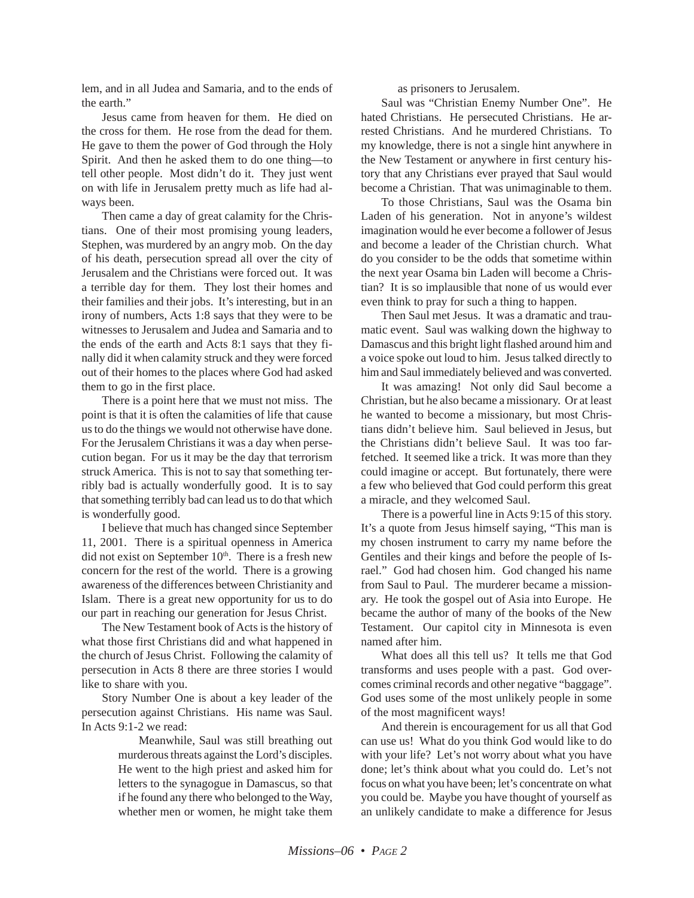lem, and in all Judea and Samaria, and to the ends of the earth."

Jesus came from heaven for them. He died on the cross for them. He rose from the dead for them. He gave to them the power of God through the Holy Spirit. And then he asked them to do one thing—to tell other people. Most didn't do it. They just went on with life in Jerusalem pretty much as life had always been.

Then came a day of great calamity for the Christians. One of their most promising young leaders, Stephen, was murdered by an angry mob. On the day of his death, persecution spread all over the city of Jerusalem and the Christians were forced out. It was a terrible day for them. They lost their homes and their families and their jobs. It's interesting, but in an irony of numbers, Acts 1:8 says that they were to be witnesses to Jerusalem and Judea and Samaria and to the ends of the earth and Acts 8:1 says that they finally did it when calamity struck and they were forced out of their homes to the places where God had asked them to go in the first place.

There is a point here that we must not miss. The point is that it is often the calamities of life that cause us to do the things we would not otherwise have done. For the Jerusalem Christians it was a day when persecution began. For us it may be the day that terrorism struck America. This is not to say that something terribly bad is actually wonderfully good. It is to say that something terribly bad can lead us to do that which is wonderfully good.

I believe that much has changed since September 11, 2001. There is a spiritual openness in America did not exist on September 10th. There is a fresh new concern for the rest of the world. There is a growing awareness of the differences between Christianity and Islam. There is a great new opportunity for us to do our part in reaching our generation for Jesus Christ.

The New Testament book of Acts is the history of what those first Christians did and what happened in the church of Jesus Christ. Following the calamity of persecution in Acts 8 there are three stories I would like to share with you.

Story Number One is about a key leader of the persecution against Christians. His name was Saul. In Acts 9:1-2 we read:

> Meanwhile, Saul was still breathing out murderous threats against the Lord's disciples. He went to the high priest and asked him for letters to the synagogue in Damascus, so that if he found any there who belonged to the Way, whether men or women, he might take them as prisoners to Jerusalem.

Saul was "Christian Enemy Number One". He hated Christians. He persecuted Christians. He arrested Christians. And he murdered Christians. To my knowledge, there is not a single hint anywhere in the New Testament or anywhere in first century history that any Christians ever prayed that Saul would become a Christian. That was unimaginable to them.

To those Christians, Saul was the Osama bin Laden of his generation. Not in anyone's wildest imagination would he ever become a follower of Jesus and become a leader of the Christian church. What do you consider to be the odds that sometime within the next year Osama bin Laden will become a Christian? It is so implausible that none of us would ever even think to pray for such a thing to happen.

Then Saul met Jesus. It was a dramatic and traumatic event. Saul was walking down the highway to Damascus and this bright light flashed around him and a voice spoke out loud to him. Jesus talked directly to him and Saul immediately believed and was converted.

It was amazing! Not only did Saul become a Christian, but he also became a missionary. Or at least he wanted to become a missionary, but most Christians didn't believe him. Saul believed in Jesus, but the Christians didn't believe Saul. It was too far-fetched. It seemed like a trick. It was more than they could imagine or accept. But fortunately, there were a few who believed that God could perform this great a miracle, and they welcomed Saul.

There is a powerful line in Acts 9:15 of this story. It's a quote from Jesus himself saying, "This man is my chosen instrument to carry my name before the Gentiles and their kings and before the people of Israel." God had chosen him. God changed his name from Saul to Paul. The murderer became a missionary. He took the gospel out of Asia into Europe. He became the author of many of the books of the New Testament. Our capitol city in Minnesota is even named after him.

What does all this tell us? It tells me that God transforms and uses people with a past. God overcomes criminal records and other negative "baggage". God uses some of the most unlikely people in some of the most magnificent ways!

And therein is encouragement for us all that God can use us! What do you think God would like to do with your life? Let's not worry about what you have done; let's think about what you could do. Let's not focus on what you have been; let's concentrate on what you could be. Maybe you have thought of yourself as an unlikely candidate to make a difference for Jesus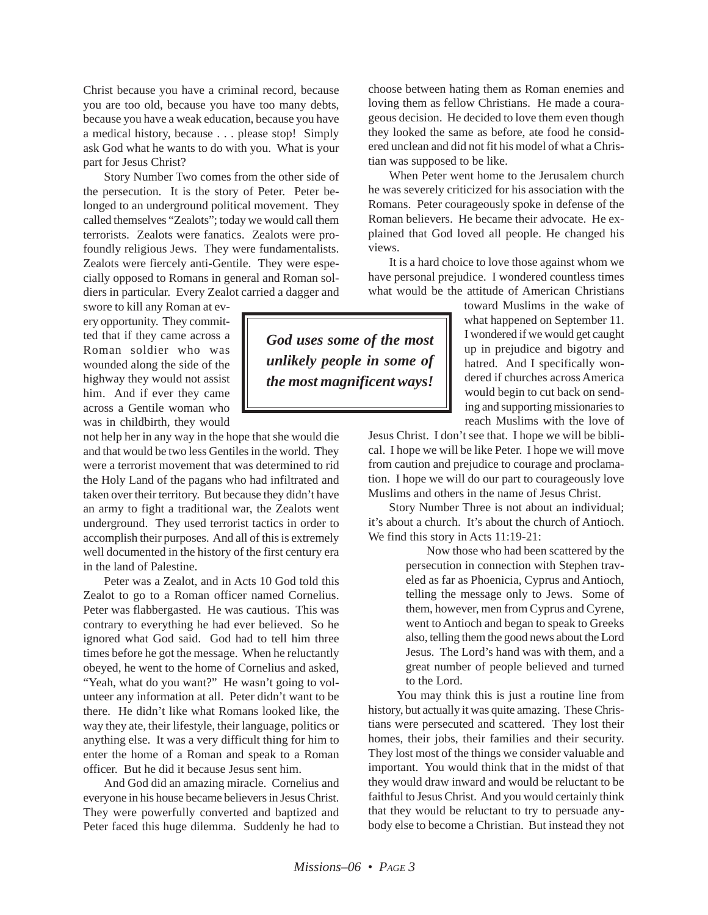Christ because you have a criminal record, because you are too old, because you have too many debts, because you have a weak education, because you have a medical history, because . . . please stop! Simply ask God what he wants to do with you. What is your part for Jesus Christ?

Story Number Two comes from the other side of the persecution. It is the story of Peter. Peter belonged to an underground political movement. They called themselves "Zealots"; today we would call them terrorists. Zealots were fanatics. Zealots were profoundly religious Jews. They were fundamentalists. Zealots were fiercely anti-Gentile. They were especially opposed to Romans in general and Roman soldiers in particular. Every Zealot carried a dagger and swore to kill any Roman at every opportunity. They committed that if they came across a Roman soldier who was wounded along the side of the highway they would not assist him. And if ever they came across a Gentile woman who was in childbirth, they would not help her in any way in the hope that she would die and that would be two less Gentiles in the world. They were a terrorist movement that was determined to rid the Holy Land of the pagans who had infiltrated and taken over their territory. But because they didn't have an army to fight a traditional war, the Zealots went underground. They used terrorist tactics in order to accomplish their purposes. And all of this is extremely well documented in the history of the first century era in the land of Palestine.

> ***God uses some of the most unlikely people in some of the most magnificent ways!***

Peter was a Zealot, and in Acts 10 God told this Zealot to go to a Roman officer named Cornelius. Peter was flabbergasted. He was cautious. This was contrary to everything he had ever believed. So he ignored what God said. God had to tell him three times before he got the message. When he reluctantly obeyed, he went to the home of Cornelius and asked, "Yeah, what do you want?" He wasn't going to volunteer any information at all. Peter didn't want to be there. He didn't like what Romans looked like, the way they ate, their lifestyle, their language, politics or anything else. It was a very difficult thing for him to enter the home of a Roman and speak to a Roman officer. But he did it because Jesus sent him.

And God did an amazing miracle. Cornelius and everyone in his house became believers in Jesus Christ. They were powerfully converted and baptized and Peter faced this huge dilemma. Suddenly he had to choose between hating them as Roman enemies and loving them as fellow Christians. He made a courageous decision. He decided to love them even though they looked the same as before, ate food he considered unclean and did not fit his model of what a Christian was supposed to be like.

When Peter went home to the Jerusalem church he was severely criticized for his association with the Romans. Peter courageously spoke in defense of the Roman believers. He became their advocate. He explained that God loved all people. He changed his views.

It is a hard choice to love those against whom we have personal prejudice. I wondered countless times what would be the attitude of American Christians toward Muslims in the wake of what happened on September 11. I wondered if we would get caught up in prejudice and bigotry and hatred. And I specifically wondered if churches across America would begin to cut back on sending and supporting missionaries to reach Muslims with the love of Jesus Christ. I don't see that. I hope we will be biblical. I hope we will be like Peter. I hope we will move from caution and prejudice to courage and proclamation. I hope we will do our part to courageously love Muslims and others in the name of Jesus Christ.

Story Number Three is not about an individual; it's about a church. It's about the church of Antioch. We find this story in Acts 11:19-21:

> Now those who had been scattered by the persecution in connection with Stephen traveled as far as Phoenicia, Cyprus and Antioch, telling the message only to Jews. Some of them, however, men from Cyprus and Cyrene, went to Antioch and began to speak to Greeks also, telling them the good news about the Lord Jesus. The Lord's hand was with them, and a great number of people believed and turned to the Lord.

You may think this is just a routine line from history, but actually it was quite amazing. These Christians were persecuted and scattered. They lost their homes, their jobs, their families and their security. They lost most of the things we consider valuable and important. You would think that in the midst of that they would draw inward and would be reluctant to be faithful to Jesus Christ. And you would certainly think that they would be reluctant to try to persuade anybody else to become a Christian. But instead they not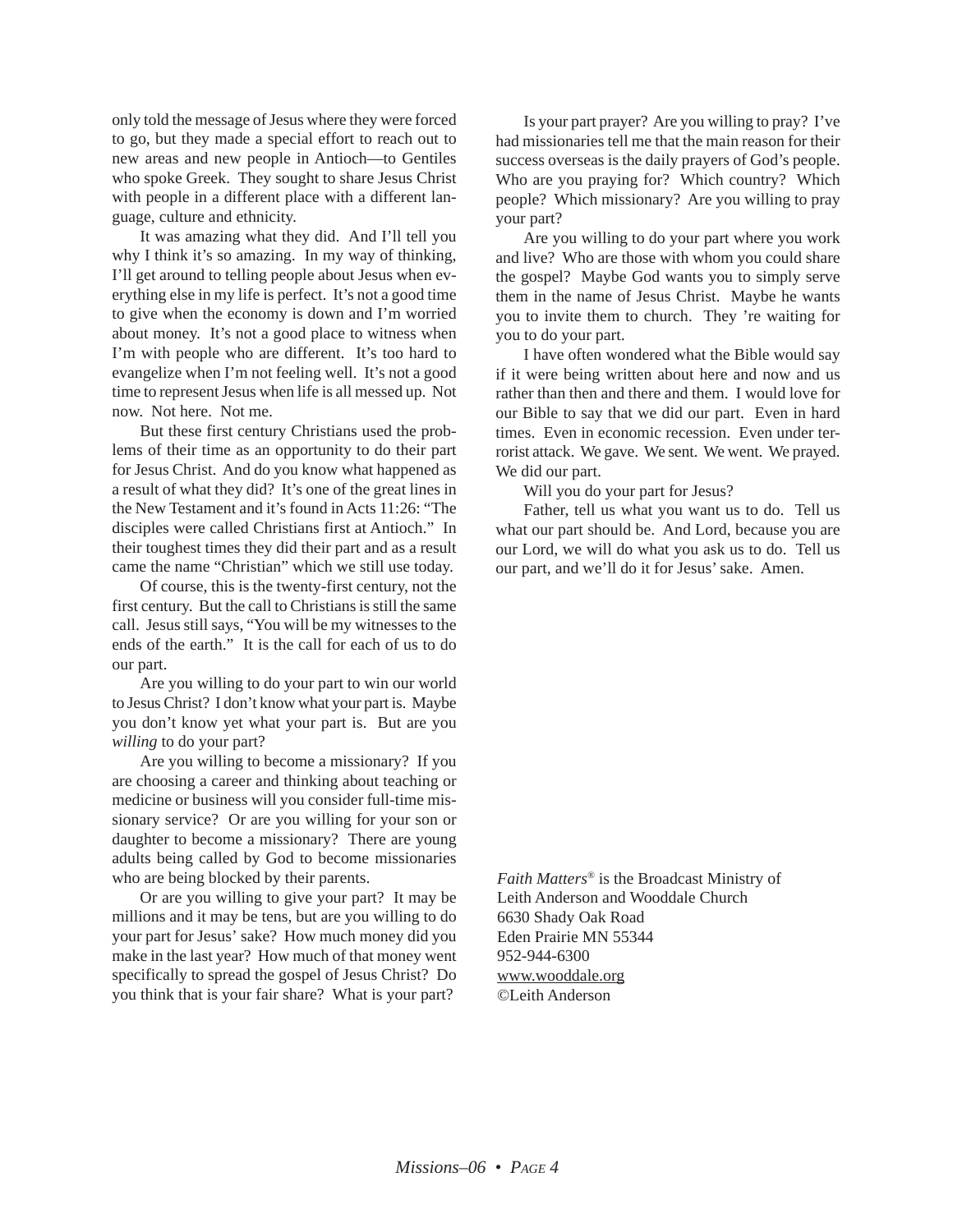only told the message of Jesus where they were forced to go, but they made a special effort to reach out to new areas and new people in Antioch—to Gentiles who spoke Greek. They sought to share Jesus Christ with people in a different place with a different language, culture and ethnicity.

It was amazing what they did. And I'll tell you why I think it's so amazing. In my way of thinking, I'll get around to telling people about Jesus when everything else in my life is perfect. It's not a good time to give when the economy is down and I'm worried about money. It's not a good place to witness when I'm with people who are different. It's too hard to evangelize when I'm not feeling well. It's not a good time to represent Jesus when life is all messed up. Not now. Not here. Not me.

But these first century Christians used the problems of their time as an opportunity to do their part for Jesus Christ. And do you know what happened as a result of what they did? It's one of the great lines in the New Testament and it's found in Acts 11:26: "The disciples were called Christians first at Antioch." In their toughest times they did their part and as a result came the name "Christian" which we still use today.

Of course, this is the twenty-first century, not the first century. But the call to Christians is still the same call. Jesus still says, "You will be my witnesses to the ends of the earth." It is the call for each of us to do our part.

Are you willing to do your part to win our world to Jesus Christ? I don't know what your part is. Maybe you don't know yet what your part is. But are you *willing* to do your part?

Are you willing to become a missionary? If you are choosing a career and thinking about teaching or medicine or business will you consider full-time missionary service? Or are you willing for your son or daughter to become a missionary? There are young adults being called by God to become missionaries who are being blocked by their parents.

Or are you willing to give your part? It may be millions and it may be tens, but are you willing to do your part for Jesus' sake? How much money did you make in the last year? How much of that money went specifically to spread the gospel of Jesus Christ? Do you think that is your fair share? What is your part?

Is your part prayer? Are you willing to pray? I've had missionaries tell me that the main reason for their success overseas is the daily prayers of God's people. Who are you praying for? Which country? Which people? Which missionary? Are you willing to pray your part?

Are you willing to do your part where you work and live? Who are those with whom you could share the gospel? Maybe God wants you to simply serve them in the name of Jesus Christ. Maybe he wants you to invite them to church. They 're waiting for you to do your part.

I have often wondered what the Bible would say if it were being written about here and now and us rather than then and there and them. I would love for our Bible to say that we did our part. Even in hard times. Even in economic recession. Even under terrorist attack. We gave. We sent. We went. We prayed. We did our part.

Will you do your part for Jesus?

Father, tell us what you want us to do. Tell us what our part should be. And Lord, because you are our Lord, we will do what you ask us to do. Tell us our part, and we'll do it for Jesus' sake. Amen.

*Faith Matters*® is the Broadcast Ministry of
Leith Anderson and Wooddale Church
6630 Shady Oak Road
Eden Prairie MN 55344
952-944-6300
www.wooddale.org
©Leith Anderson